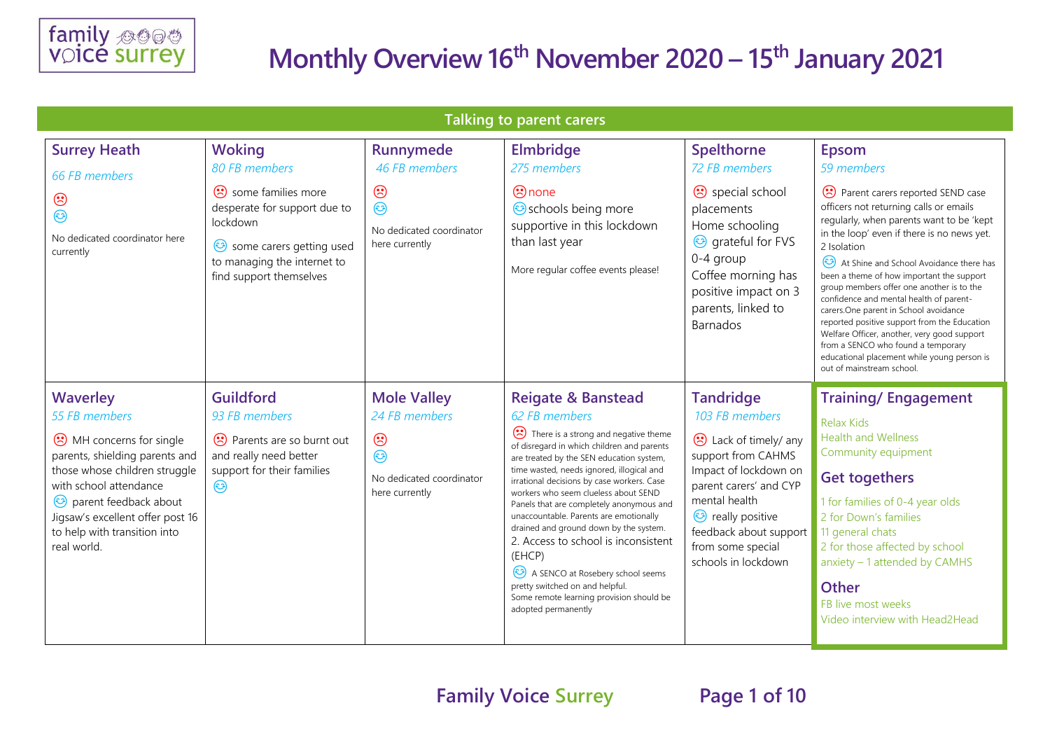# Monthly Overview 16th November 2020 – 15th January 2021

## Talking to parent carers

### Surrey Heath

*66 FB members*

☹
☺

No dedicated coordinator here currently

### Woking

*80 FB members*

☹ some families more desperate for support due to lockdown

☺ some carers getting used to managing the internet to find support themselves

### Runnymede

*46 FB members*

☹
☺

No dedicated coordinator here currently

### Elmbridge

*275 members*

☹ none

☺ schools being more supportive in this lockdown than last year

More regular coffee events please!

### Spelthorne

*72 FB members*

☹ special school placements

Home schooling

☺ grateful for FVS 0-4 group

Coffee morning has positive impact on 3 parents, linked to Barnados

### Epsom

*59 members*

☹ Parent carers reported SEND case officers not returning calls or emails regularly, when parents want to be 'kept in the loop' even if there is no news yet.

2 Isolation

☺ At Shine and School Avoidance there has been a theme of how important the support group members offer one another is to the confidence and mental health of parent-carers.One parent in School avoidance reported positive support from the Education Welfare Officer, another, very good support from a SENCO who found a temporary educational placement while young person is out of mainstream school.

### Waverley

*55 FB members*

☹ MH concerns for single parents, shielding parents and those whose children struggle with school attendance

☺ parent feedback about Jigsaw's excellent offer post 16 to help with transition into real world.

### Guildford

*93 FB members*

☹ Parents are so burnt out and really need better support for their families

☺

### Mole Valley

*24 FB members*

☹
☺

No dedicated coordinator here currently

### Reigate & Banstead

*62 FB members*

☹ There is a strong and negative theme of disregard in which children and parents are treated by the SEN education system, time wasted, needs ignored, illogical and irrational decisions by case workers. Case workers who seem clueless about SEND Panels that are completely anonymous and unaccountable. Parents are emotionally drained and ground down by the system.

2. Access to school is inconsistent (EHCP)

☺ A SENCO at Rosebery school seems pretty switched on and helpful.

Some remote learning provision should be adopted permanently

### Tandridge

*103 FB members*

☹ Lack of timely/ any support from CAHMS

Impact of lockdown on parent carers' and CYP mental health

☺ really positive feedback about support from some special schools in lockdown

### Training/ Engagement

Relax Kids

Health and Wellness

Community equipment

### Get togethers

1 for families of 0-4 year olds

2 for Down's families

11 general chats

2 for those affected by school anxiety – 1 attended by CAMHS

### Other

FB live most weeks

Video interview with Head2Head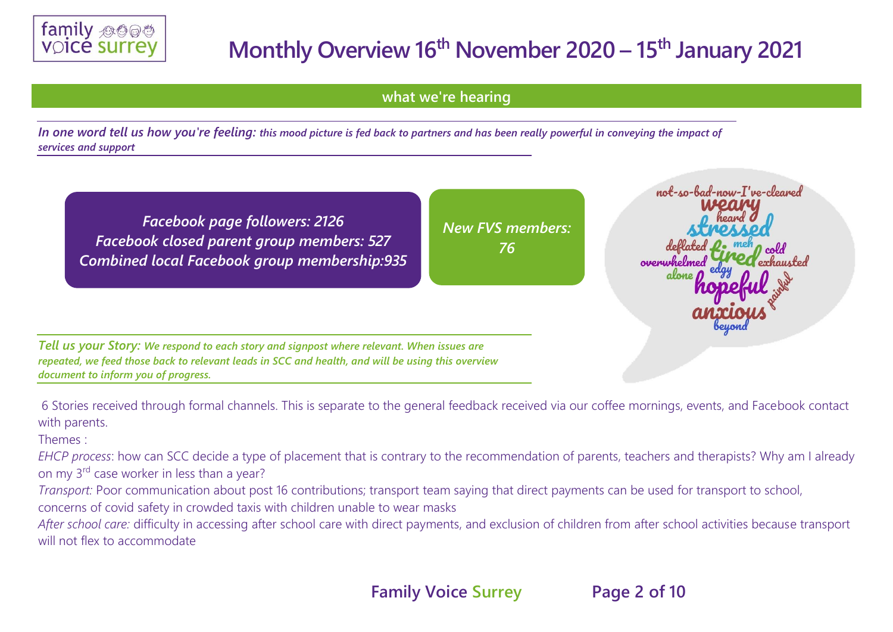# Monthly Overview 16th November 2020 – 15th January 2021

## what we're hearing

***In one word tell us how you're feeling:*** ***this mood picture is fed back to partners and has been really powerful in conveying the impact of services and support***

*Facebook page followers: 2126*
*Facebook closed parent group members: 527*
*Combined local Facebook group membership:935*

*New FVS members: 76*

not-so-bad-now-I've-cleared
weary
heard
stressed
deflated
meh
cold
overwhelmed
tired
exhausted
alone
edgy
hopeful
painful
anxious
beyond

***Tell us your Story:*** ***We respond to each story and signpost where relevant. When issues are repeated, we feed those back to relevant leads in SCC and health, and will be using this overview document to inform you of progress.***

6 Stories received through formal channels. This is separate to the general feedback received via our coffee mornings, events, and Facebook contact with parents.

Themes :

*EHCP process*: how can SCC decide a type of placement that is contrary to the recommendation of parents, teachers and therapists? Why am I already on my 3rd case worker in less than a year?

*Transport:* Poor communication about post 16 contributions; transport team saying that direct payments can be used for transport to school, concerns of covid safety in crowded taxis with children unable to wear masks

*After school care:* difficulty in accessing after school care with direct payments, and exclusion of children from after school activities because transport will not flex to accommodate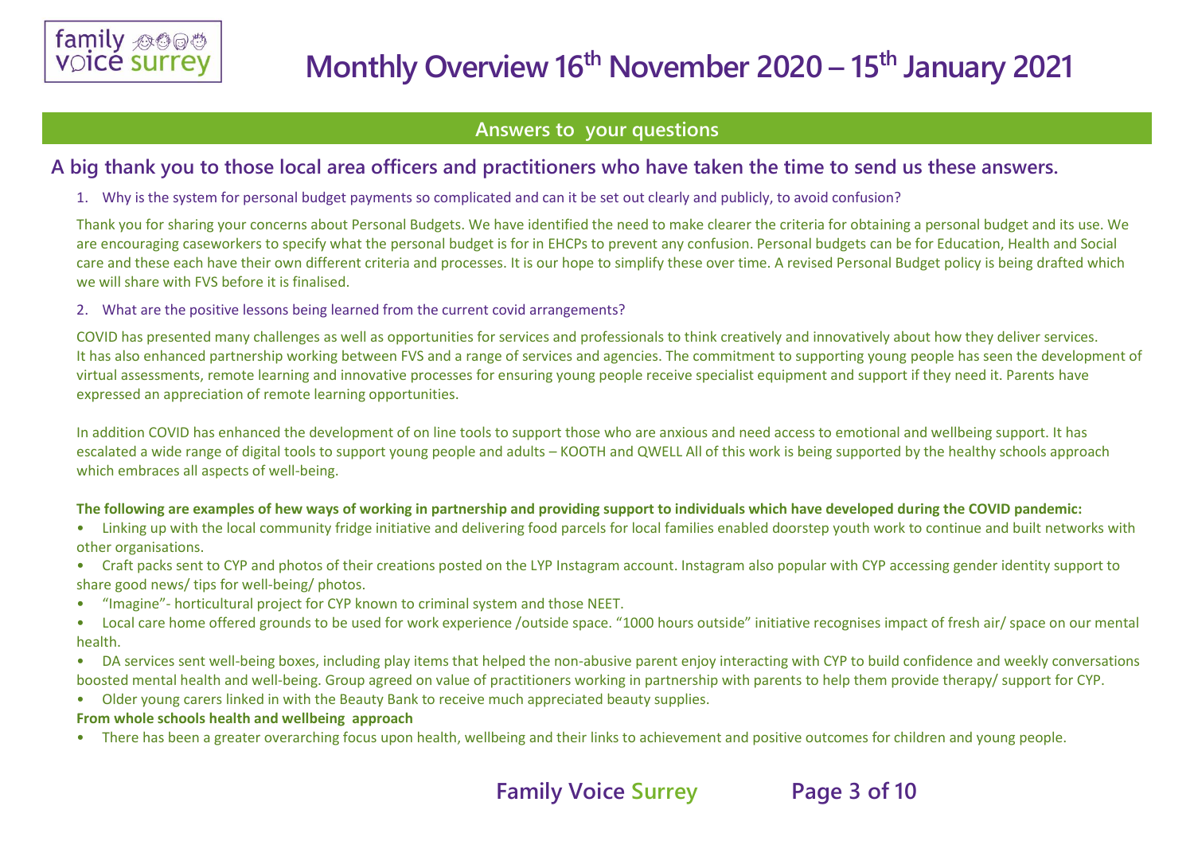# Monthly Overview 16th November 2020 – 15th January 2021

## Answers to your questions

### A big thank you to those local area officers and practitioners who have taken the time to send us these answers.

1. Why is the system for personal budget payments so complicated and can it be set out clearly and publicly, to avoid confusion?

Thank you for sharing your concerns about Personal Budgets. We have identified the need to make clearer the criteria for obtaining a personal budget and its use. We are encouraging caseworkers to specify what the personal budget is for in EHCPs to prevent any confusion. Personal budgets can be for Education, Health and Social care and these each have their own different criteria and processes. It is our hope to simplify these over time. A revised Personal Budget policy is being drafted which we will share with FVS before it is finalised.

2. What are the positive lessons being learned from the current covid arrangements?

COVID has presented many challenges as well as opportunities for services and professionals to think creatively and innovatively about how they deliver services. It has also enhanced partnership working between FVS and a range of services and agencies. The commitment to supporting young people has seen the development of virtual assessments, remote learning and innovative processes for ensuring young people receive specialist equipment and support if they need it. Parents have expressed an appreciation of remote learning opportunities.

In addition COVID has enhanced the development of on line tools to support those who are anxious and need access to emotional and wellbeing support. It has escalated a wide range of digital tools to support young people and adults – KOOTH and QWELL All of this work is being supported by the healthy schools approach which embraces all aspects of well-being.

**The following are examples of hew ways of working in partnership and providing support to individuals which have developed during the COVID pandemic:**

- Linking up with the local community fridge initiative and delivering food parcels for local families enabled doorstep youth work to continue and built networks with other organisations.
- Craft packs sent to CYP and photos of their creations posted on the LYP Instagram account. Instagram also popular with CYP accessing gender identity support to share good news/ tips for well-being/ photos.
- "Imagine"- horticultural project for CYP known to criminal system and those NEET.
- Local care home offered grounds to be used for work experience /outside space. "1000 hours outside" initiative recognises impact of fresh air/ space on our mental health.
- DA services sent well-being boxes, including play items that helped the non-abusive parent enjoy interacting with CYP to build confidence and weekly conversations boosted mental health and well-being. Group agreed on value of practitioners working in partnership with parents to help them provide therapy/ support for CYP.
- Older young carers linked in with the Beauty Bank to receive much appreciated beauty supplies.

**From whole schools health and wellbeing approach**

- There has been a greater overarching focus upon health, wellbeing and their links to achievement and positive outcomes for children and young people.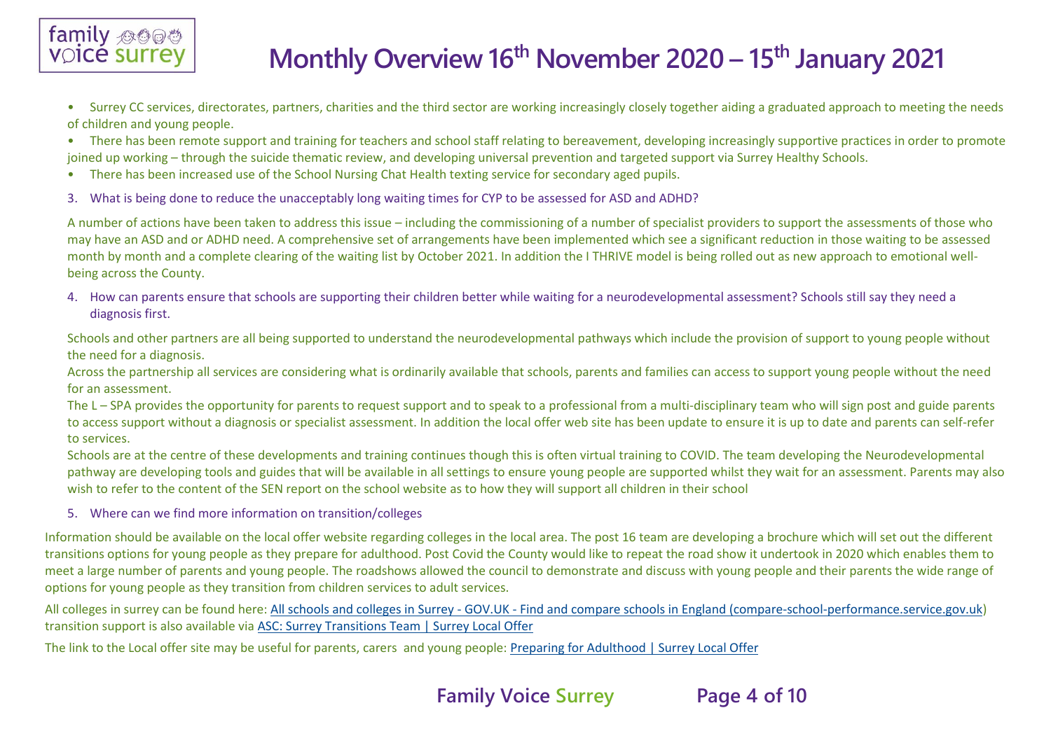- Surrey CC services, directorates, partners, charities and the third sector are working increasingly closely together aiding a graduated approach to meeting the needs of children and young people.
- There has been remote support and training for teachers and school staff relating to bereavement, developing increasingly supportive practices in order to promote joined up working – through the suicide thematic review, and developing universal prevention and targeted support via Surrey Healthy Schools.
- There has been increased use of the School Nursing Chat Health texting service for secondary aged pupils.

3. What is being done to reduce the unacceptably long waiting times for CYP to be assessed for ASD and ADHD?

A number of actions have been taken to address this issue – including the commissioning of a number of specialist providers to support the assessments of those who may have an ASD and or ADHD need. A comprehensive set of arrangements have been implemented which see a significant reduction in those waiting to be assessed month by month and a complete clearing of the waiting list by October 2021. In addition the I THRIVE model is being rolled out as new approach to emotional well-being across the County.

4. How can parents ensure that schools are supporting their children better while waiting for a neurodevelopmental assessment? Schools still say they need a diagnosis first.

Schools and other partners are all being supported to understand the neurodevelopmental pathways which include the provision of support to young people without the need for a diagnosis.

Across the partnership all services are considering what is ordinarily available that schools, parents and families can access to support young people without the need for an assessment.

The L – SPA provides the opportunity for parents to request support and to speak to a professional from a multi-disciplinary team who will sign post and guide parents to access support without a diagnosis or specialist assessment. In addition the local offer web site has been update to ensure it is up to date and parents can self-refer to services.

Schools are at the centre of these developments and training continues though this is often virtual training to COVID. The team developing the Neurodevelopmental pathway are developing tools and guides that will be available in all settings to ensure young people are supported whilst they wait for an assessment. Parents may also wish to refer to the content of the SEN report on the school website as to how they will support all children in their school

5. Where can we find more information on transition/colleges

Information should be available on the local offer website regarding colleges in the local area. The post 16 team are developing a brochure which will set out the different transitions options for young people as they prepare for adulthood. Post Covid the County would like to repeat the road show it undertook in 2020 which enables them to meet a large number of parents and young people. The roadshows allowed the council to demonstrate and discuss with young people and their parents the wide range of options for young people as they transition from children services to adult services.

All colleges in surrey can be found here: All schools and colleges in Surrey - GOV.UK - Find and compare schools in England (compare-school-performance.service.gov.uk) transition support is also available via ASC: Surrey Transitions Team | Surrey Local Offer

The link to the Local offer site may be useful for parents, carers and young people: Preparing for Adulthood | Surrey Local Offer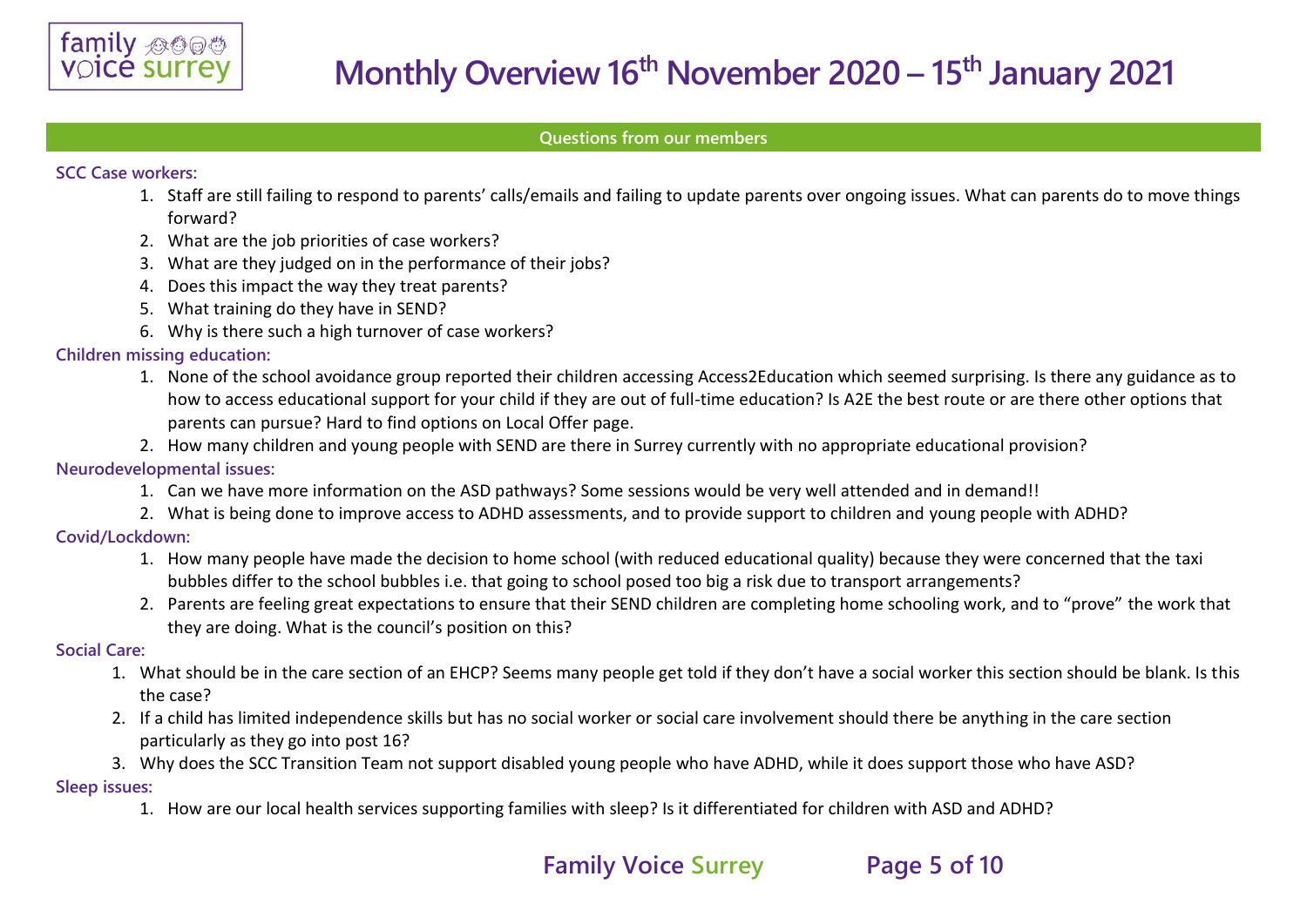# Monthly Overview 16th November 2020 – 15th January 2021

## Questions from our members

### SCC Case workers:

1. Staff are still failing to respond to parents' calls/emails and failing to update parents over ongoing issues. What can parents do to move things forward?
2. What are the job priorities of case workers?
3. What are they judged on in the performance of their jobs?
4. Does this impact the way they treat parents?
5. What training do they have in SEND?
6. Why is there such a high turnover of case workers?

### Children missing education:

1. None of the school avoidance group reported their children accessing Access2Education which seemed surprising. Is there any guidance as to how to access educational support for your child if they are out of full-time education? Is A2E the best route or are there other options that parents can pursue? Hard to find options on Local Offer page.
2. How many children and young people with SEND are there in Surrey currently with no appropriate educational provision?

### Neurodevelopmental issues:

1. Can we have more information on the ASD pathways? Some sessions would be very well attended and in demand!!
2. What is being done to improve access to ADHD assessments, and to provide support to children and young people with ADHD?

### Covid/Lockdown:

1. How many people have made the decision to home school (with reduced educational quality) because they were concerned that the taxi bubbles differ to the school bubbles i.e. that going to school posed too big a risk due to transport arrangements?
2. Parents are feeling great expectations to ensure that their SEND children are completing home schooling work, and to "prove" the work that they are doing. What is the council's position on this?

### Social Care:

1. What should be in the care section of an EHCP? Seems many people get told if they don't have a social worker this section should be blank. Is this the case?
2. If a child has limited independence skills but has no social worker or social care involvement should there be anything in the care section particularly as they go into post 16?
3. Why does the SCC Transition Team not support disabled young people who have ADHD, while it does support those who have ASD?

### Sleep issues:

1. How are our local health services supporting families with sleep? Is it differentiated for children with ASD and ADHD?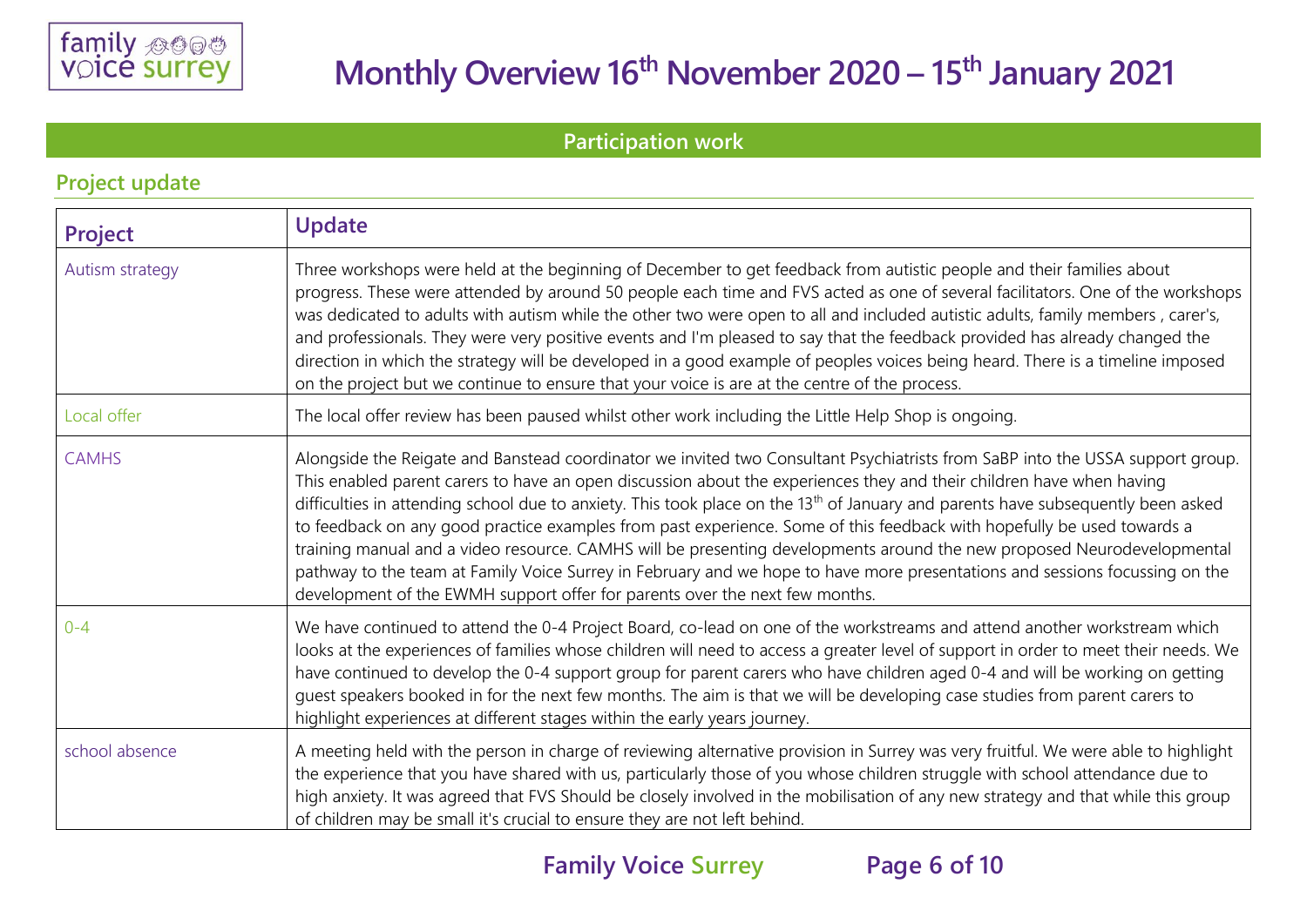# Monthly Overview 16th November 2020 – 15th January 2021

## Participation work

### Project update

| Project | Update |
|---|---|
| Autism strategy | Three workshops were held at the beginning of December to get feedback from autistic people and their families about progress. These were attended by around 50 people each time and FVS acted as one of several facilitators. One of the workshops was dedicated to adults with autism while the other two were open to all and included autistic adults, family members , carer's, and professionals. They were very positive events and I'm pleased to say that the feedback provided has already changed the direction in which the strategy will be developed in a good example of peoples voices being heard. There is a timeline imposed on the project but we continue to ensure that your voice is are at the centre of the process. |
| Local offer | The local offer review has been paused whilst other work including the Little Help Shop is ongoing. |
| CAMHS | Alongside the Reigate and Banstead coordinator we invited two Consultant Psychiatrists from SaBP into the USSA support group. This enabled parent carers to have an open discussion about the experiences they and their children have when having difficulties in attending school due to anxiety. This took place on the 13th of January and parents have subsequently been asked to feedback on any good practice examples from past experience. Some of this feedback with hopefully be used towards a training manual and a video resource. CAMHS will be presenting developments around the new proposed Neurodevelopmental pathway to the team at Family Voice Surrey in February and we hope to have more presentations and sessions focussing on the development of the EWMH support offer for parents over the next few months. |
| 0-4 | We have continued to attend the 0-4 Project Board, co-lead on one of the workstreams and attend another workstream which looks at the experiences of families whose children will need to access a greater level of support in order to meet their needs. We have continued to develop the 0-4 support group for parent carers who have children aged 0-4 and will be working on getting guest speakers booked in for the next few months. The aim is that we will be developing case studies from parent carers to highlight experiences at different stages within the early years journey. |
| school absence | A meeting held with the person in charge of reviewing alternative provision in Surrey was very fruitful. We were able to highlight the experience that you have shared with us, particularly those of you whose children struggle with school attendance due to high anxiety. It was agreed that FVS Should be closely involved in the mobilisation of any new strategy and that while this group of children may be small it's crucial to ensure they are not left behind. |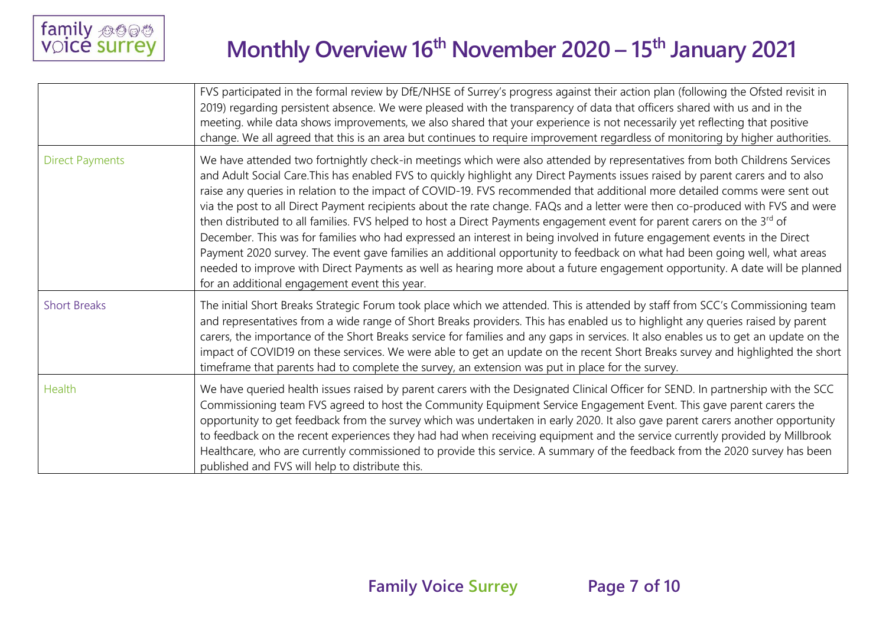# Monthly Overview 16th November 2020 – 15th January 2021

| | |
|---|---|
| | FVS participated in the formal review by DfE/NHSE of Surrey's progress against their action plan (following the Ofsted revisit in 2019) regarding persistent absence. We were pleased with the transparency of data that officers shared with us and in the meeting. while data shows improvements, we also shared that your experience is not necessarily yet reflecting that positive change. We all agreed that this is an area but continues to require improvement regardless of monitoring by higher authorities. |
| Direct Payments | We have attended two fortnightly check-in meetings which were also attended by representatives from both Childrens Services and Adult Social Care.This has enabled FVS to quickly highlight any Direct Payments issues raised by parent carers and to also raise any queries in relation to the impact of COVID-19. FVS recommended that additional more detailed comms were sent out via the post to all Direct Payment recipients about the rate change. FAQs and a letter were then co-produced with FVS and were then distributed to all families. FVS helped to host a Direct Payments engagement event for parent carers on the 3rd of December. This was for families who had expressed an interest in being involved in future engagement events in the Direct Payment 2020 survey. The event gave families an additional opportunity to feedback on what had been going well, what areas needed to improve with Direct Payments as well as hearing more about a future engagement opportunity. A date will be planned for an additional engagement event this year. |
| Short Breaks | The initial Short Breaks Strategic Forum took place which we attended. This is attended by staff from SCC's Commissioning team and representatives from a wide range of Short Breaks providers. This has enabled us to highlight any queries raised by parent carers, the importance of the Short Breaks service for families and any gaps in services. It also enables us to get an update on the impact of COVID19 on these services. We were able to get an update on the recent Short Breaks survey and highlighted the short timeframe that parents had to complete the survey, an extension was put in place for the survey. |
| Health | We have queried health issues raised by parent carers with the Designated Clinical Officer for SEND. In partnership with the SCC Commissioning team FVS agreed to host the Community Equipment Service Engagement Event. This gave parent carers the opportunity to get feedback from the survey which was undertaken in early 2020. It also gave parent carers another opportunity to feedback on the recent experiences they had had when receiving equipment and the service currently provided by Millbrook Healthcare, who are currently commissioned to provide this service. A summary of the feedback from the 2020 survey has been published and FVS will help to distribute this. |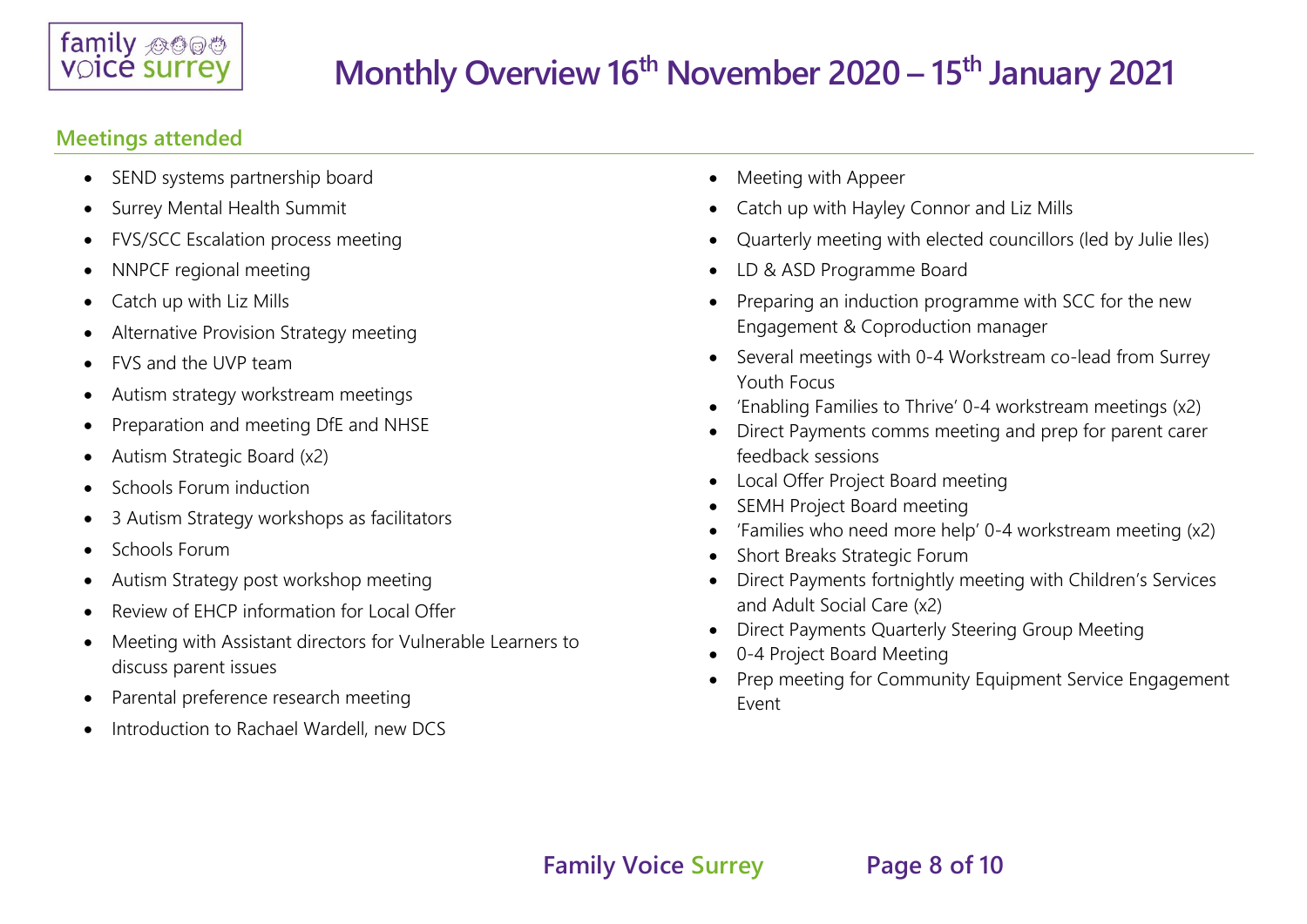# Monthly Overview 16th November 2020 – 15th January 2021

## Meetings attended

- SEND systems partnership board
- Surrey Mental Health Summit
- FVS/SCC Escalation process meeting
- NNPCF regional meeting
- Catch up with Liz Mills
- Alternative Provision Strategy meeting
- FVS and the UVP team
- Autism strategy workstream meetings
- Preparation and meeting DfE and NHSE
- Autism Strategic Board (x2)
- Schools Forum induction
- 3 Autism Strategy workshops as facilitators
- Schools Forum
- Autism Strategy post workshop meeting
- Review of EHCP information for Local Offer
- Meeting with Assistant directors for Vulnerable Learners to discuss parent issues
- Parental preference research meeting
- Introduction to Rachael Wardell, new DCS
- Meeting with Appeer
- Catch up with Hayley Connor and Liz Mills
- Quarterly meeting with elected councillors (led by Julie Iles)
- LD & ASD Programme Board
- Preparing an induction programme with SCC for the new Engagement & Coproduction manager
- Several meetings with 0-4 Workstream co-lead from Surrey Youth Focus
- 'Enabling Families to Thrive' 0-4 workstream meetings (x2)
- Direct Payments comms meeting and prep for parent carer feedback sessions
- Local Offer Project Board meeting
- SEMH Project Board meeting
- 'Families who need more help' 0-4 workstream meeting (x2)
- Short Breaks Strategic Forum
- Direct Payments fortnightly meeting with Children's Services and Adult Social Care (x2)
- Direct Payments Quarterly Steering Group Meeting
- 0-4 Project Board Meeting
- Prep meeting for Community Equipment Service Engagement Event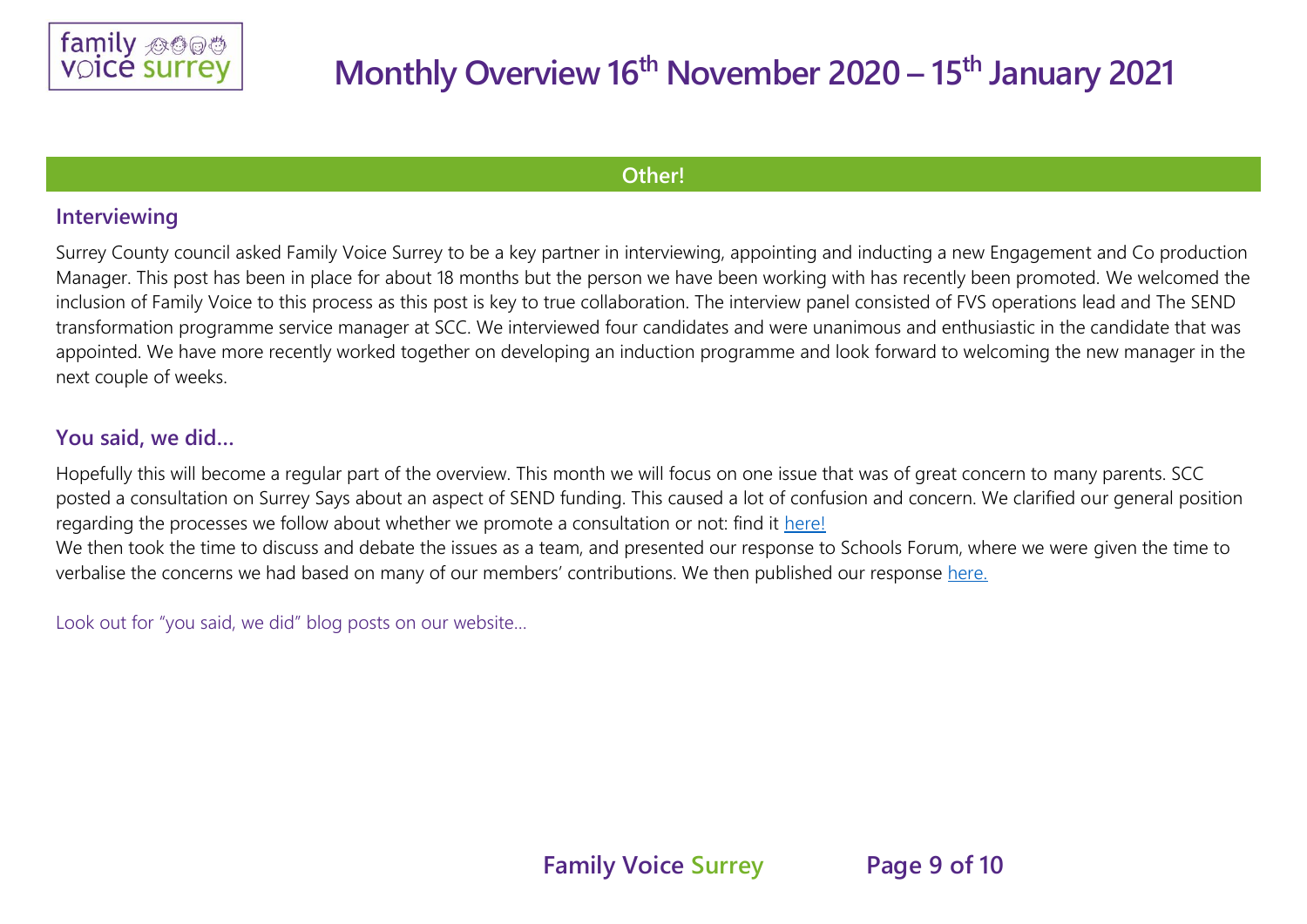## Other!

### Interviewing

Surrey County council asked Family Voice Surrey to be a key partner in interviewing, appointing and inducting a new Engagement and Co production Manager. This post has been in place for about 18 months but the person we have been working with has recently been promoted. We welcomed the inclusion of Family Voice to this process as this post is key to true collaboration. The interview panel consisted of FVS operations lead and The SEND transformation programme service manager at SCC. We interviewed four candidates and were unanimous and enthusiastic in the candidate that was appointed. We have more recently worked together on developing an induction programme and look forward to welcoming the new manager in the next couple of weeks.

### You said, we did…

Hopefully this will become a regular part of the overview. This month we will focus on one issue that was of great concern to many parents. SCC posted a consultation on Surrey Says about an aspect of SEND funding. This caused a lot of confusion and concern. We clarified our general position regarding the processes we follow about whether we promote a consultation or not: find it here!

We then took the time to discuss and debate the issues as a team, and presented our response to Schools Forum, where we were given the time to verbalise the concerns we had based on many of our members' contributions. We then published our response here.

Look out for "you said, we did" blog posts on our website…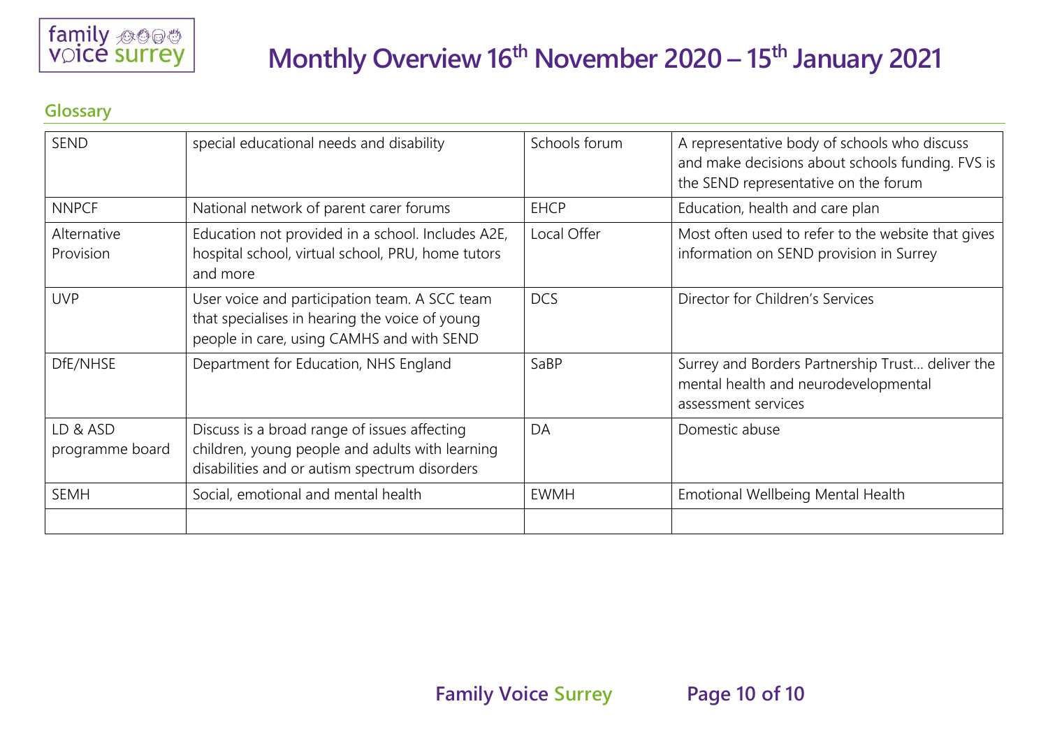# Monthly Overview 16th November 2020 – 15th January 2021

## Glossary

| | | | |
|---|---|---|---|
| SEND | special educational needs and disability | Schools forum | A representative body of schools who discuss and make decisions about schools funding. FVS is the SEND representative on the forum |
| NNPCF | National network of parent carer forums | EHCP | Education, health and care plan |
| Alternative Provision | Education not provided in a school. Includes A2E, hospital school, virtual school, PRU, home tutors and more | Local Offer | Most often used to refer to the website that gives information on SEND provision in Surrey |
| UVP | User voice and participation team. A SCC team that specialises in hearing the voice of young people in care, using CAMHS and with SEND | DCS | Director for Children's Services |
| DfE/NHSE | Department for Education, NHS England | SaBP | Surrey and Borders Partnership Trust… deliver the mental health and neurodevelopmental assessment services |
| LD & ASD programme board | Discuss is a broad range of issues affecting children, young people and adults with learning disabilities and or autism spectrum disorders | DA | Domestic abuse |
| SEMH | Social, emotional and mental health | EWMH | Emotional Wellbeing Mental Health |
| | | | |